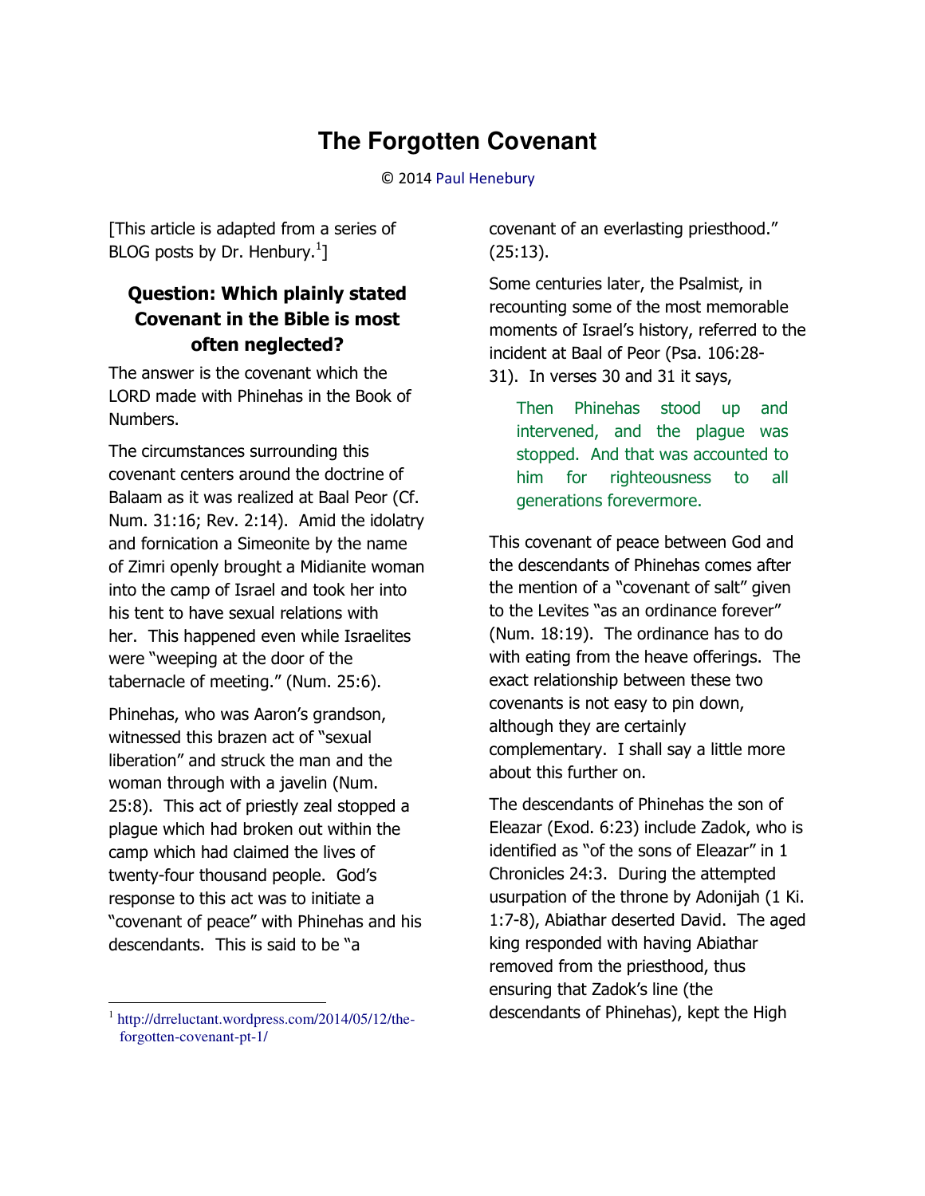# The Forgotten Covenant

© 2014 Paul Henebury

[This article is adapted from a series of BLOG posts by Dr. Henbury.[1]]

## Question: Which plainly stated Covenant in the Bible is most often neglected?

The answer is the covenant which the LORD made with Phinehas in the Book of Numbers.

The circumstances surrounding this covenant centers around the doctrine of Balaam as it was realized at Baal Peor (Cf. Num. 31:16; Rev. 2:14). Amid the idolatry and fornication a Simeonite by the name of Zimri openly brought a Midianite woman into the camp of Israel and took her into his tent to have sexual relations with her. This happened even while Israelites were "weeping at the door of the tabernacle of meeting." (Num. 25:6).

Phinehas, who was Aaron's grandson, witnessed this brazen act of "sexual liberation" and struck the man and the woman through with a javelin (Num. 25:8). This act of priestly zeal stopped a plague which had broken out within the camp which had claimed the lives of twenty-four thousand people. God's response to this act was to initiate a "covenant of peace" with Phinehas and his descendants. This is said to be "a covenant of an everlasting priesthood." (25:13).

Some centuries later, the Psalmist, in recounting some of the most memorable moments of Israel's history, referred to the incident at Baal of Peor (Psa. 106:28-31). In verses 30 and 31 it says,

> Then Phinehas stood up and intervened, and the plague was stopped. And that was accounted to him for righteousness to all generations forevermore.

This covenant of peace between God and the descendants of Phinehas comes after the mention of a "covenant of salt" given to the Levites "as an ordinance forever" (Num. 18:19). The ordinance has to do with eating from the heave offerings. The exact relationship between these two covenants is not easy to pin down, although they are certainly complementary. I shall say a little more about this further on.

The descendants of Phinehas the son of Eleazar (Exod. 6:23) include Zadok, who is identified as "of the sons of Eleazar" in 1 Chronicles 24:3. During the attempted usurpation of the throne by Adonijah (1 Ki. 1:7-8), Abiathar deserted David. The aged king responded with having Abiathar removed from the priesthood, thus ensuring that Zadok's line (the descendants of Phinehas), kept the High

---

[1] http://drreluctant.wordpress.com/2014/05/12/the-forgotten-covenant-pt-1/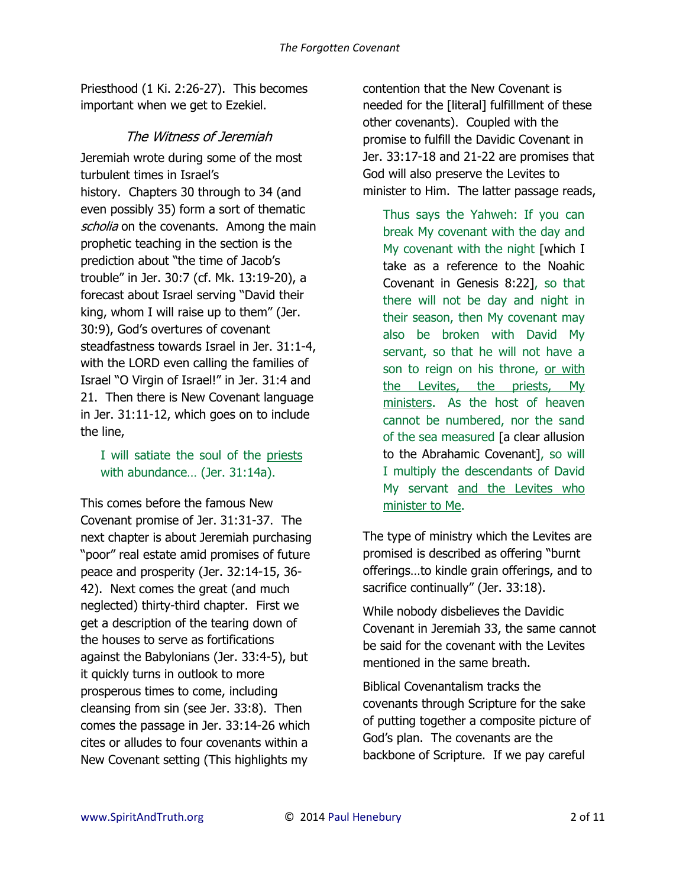Priesthood (1 Ki. 2:26-27). This becomes important when we get to Ezekiel.

### *The Witness of Jeremiah*

Jeremiah wrote during some of the most turbulent times in Israel's history. Chapters 30 through to 34 (and even possibly 35) form a sort of thematic *scholia* on the covenants. Among the main prophetic teaching in the section is the prediction about "the time of Jacob's trouble" in Jer. 30:7 (cf. Mk. 13:19-20), a forecast about Israel serving "David their king, whom I will raise up to them" (Jer. 30:9), God's overtures of covenant steadfastness towards Israel in Jer. 31:1-4, with the LORD even calling the families of Israel "O Virgin of Israel!" in Jer. 31:4 and 21. Then there is New Covenant language in Jer. 31:11-12, which goes on to include the line,

> I will satiate the soul of the <u>priests</u> with abundance… (Jer. 31:14a).

This comes before the famous New Covenant promise of Jer. 31:31-37. The next chapter is about Jeremiah purchasing "poor" real estate amid promises of future peace and prosperity (Jer. 32:14-15, 36-42). Next comes the great (and much neglected) thirty-third chapter. First we get a description of the tearing down of the houses to serve as fortifications against the Babylonians (Jer. 33:4-5), but it quickly turns in outlook to more prosperous times to come, including cleansing from sin (see Jer. 33:8). Then comes the passage in Jer. 33:14-26 which cites or alludes to four covenants within a New Covenant setting (This highlights my contention that the New Covenant is needed for the [literal] fulfillment of these other covenants). Coupled with the promise to fulfill the Davidic Covenant in Jer. 33:17-18 and 21-22 are promises that God will also preserve the Levites to minister to Him. The latter passage reads,

> Thus says the Yahweh: If you can break My covenant with the day and My covenant with the night [which I take as a reference to the Noahic Covenant in Genesis 8:22], so that there will not be day and night in their season, then My covenant may also be broken with David My servant, so that he will not have a son to reign on his throne, <u>or with the Levites, the priests, My ministers</u>. As the host of heaven cannot be numbered, nor the sand of the sea measured [a clear allusion to the Abrahamic Covenant], so will I multiply the descendants of David My servant <u>and the Levites who minister to Me</u>.

The type of ministry which the Levites are promised is described as offering "burnt offerings…to kindle grain offerings, and to sacrifice continually" (Jer. 33:18).

While nobody disbelieves the Davidic Covenant in Jeremiah 33, the same cannot be said for the covenant with the Levites mentioned in the same breath.

Biblical Covenantalism tracks the covenants through Scripture for the sake of putting together a composite picture of God's plan. The covenants are the backbone of Scripture. If we pay careful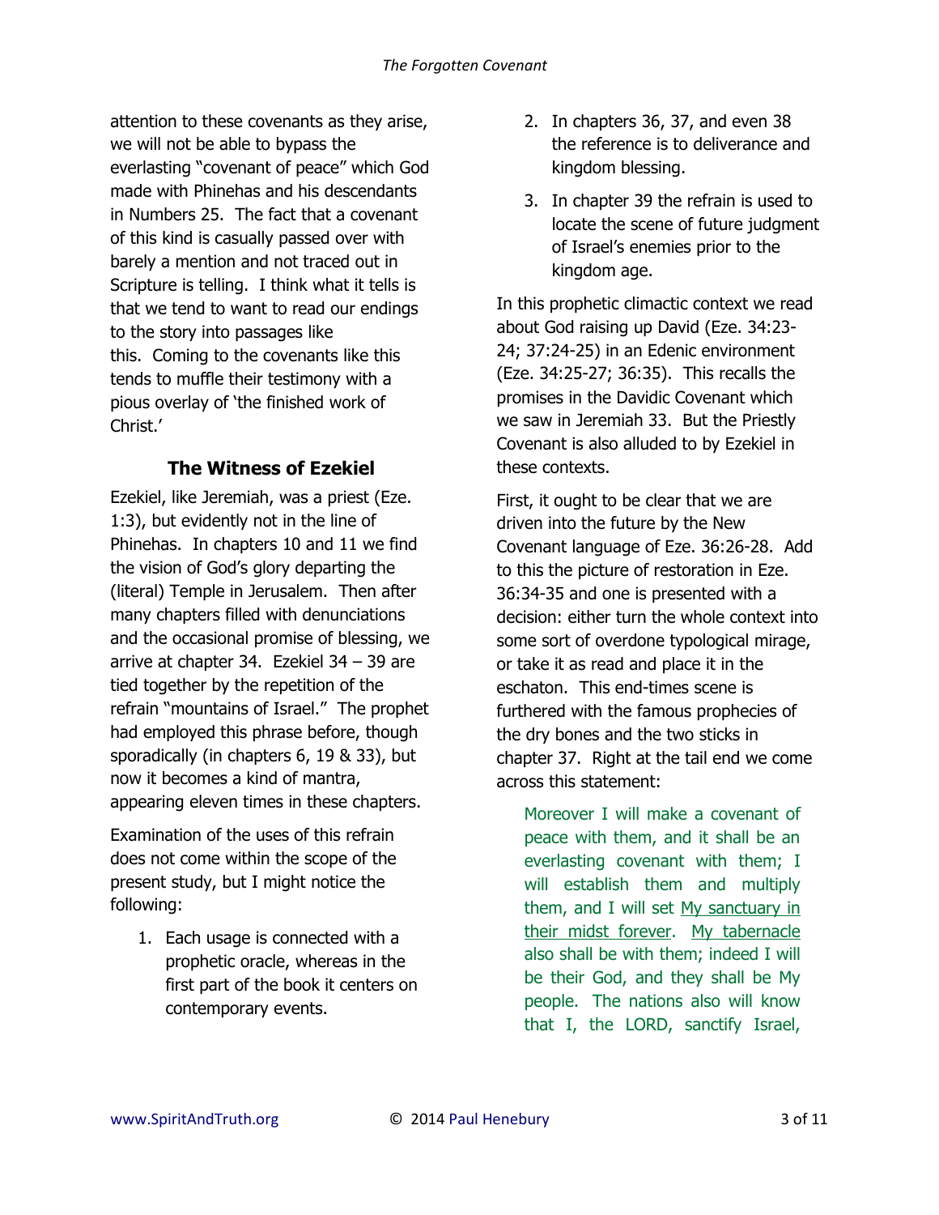attention to these covenants as they arise, we will not be able to bypass the everlasting "covenant of peace" which God made with Phinehas and his descendants in Numbers 25. The fact that a covenant of this kind is casually passed over with barely a mention and not traced out in Scripture is telling. I think what it tells is that we tend to want to read our endings to the story into passages like this. Coming to the covenants like this tends to muffle their testimony with a pious overlay of 'the finished work of Christ.'

## The Witness of Ezekiel

Ezekiel, like Jeremiah, was a priest (Eze. 1:3), but evidently not in the line of Phinehas. In chapters 10 and 11 we find the vision of God's glory departing the (literal) Temple in Jerusalem. Then after many chapters filled with denunciations and the occasional promise of blessing, we arrive at chapter 34. Ezekiel 34 – 39 are tied together by the repetition of the refrain "mountains of Israel." The prophet had employed this phrase before, though sporadically (in chapters 6, 19 & 33), but now it becomes a kind of mantra, appearing eleven times in these chapters.

Examination of the uses of this refrain does not come within the scope of the present study, but I might notice the following:

1. Each usage is connected with a prophetic oracle, whereas in the first part of the book it centers on contemporary events.
2. In chapters 36, 37, and even 38 the reference is to deliverance and kingdom blessing.
3. In chapter 39 the refrain is used to locate the scene of future judgment of Israel's enemies prior to the kingdom age.

In this prophetic climactic context we read about God raising up David (Eze. 34:23-24; 37:24-25) in an Edenic environment (Eze. 34:25-27; 36:35). This recalls the promises in the Davidic Covenant which we saw in Jeremiah 33. But the Priestly Covenant is also alluded to by Ezekiel in these contexts.

First, it ought to be clear that we are driven into the future by the New Covenant language of Eze. 36:26-28. Add to this the picture of restoration in Eze. 36:34-35 and one is presented with a decision: either turn the whole context into some sort of overdone typological mirage, or take it as read and place it in the eschaton. This end-times scene is furthered with the famous prophecies of the dry bones and the two sticks in chapter 37. Right at the tail end we come across this statement:

> Moreover I will make a covenant of peace with them, and it shall be an everlasting covenant with them; I will establish them and multiply them, and I will set <u>My sanctuary in their midst forever</u>. <u>My tabernacle</u> also shall be with them; indeed I will be their God, and they shall be My people. The nations also will know that I, the LORD, sanctify Israel,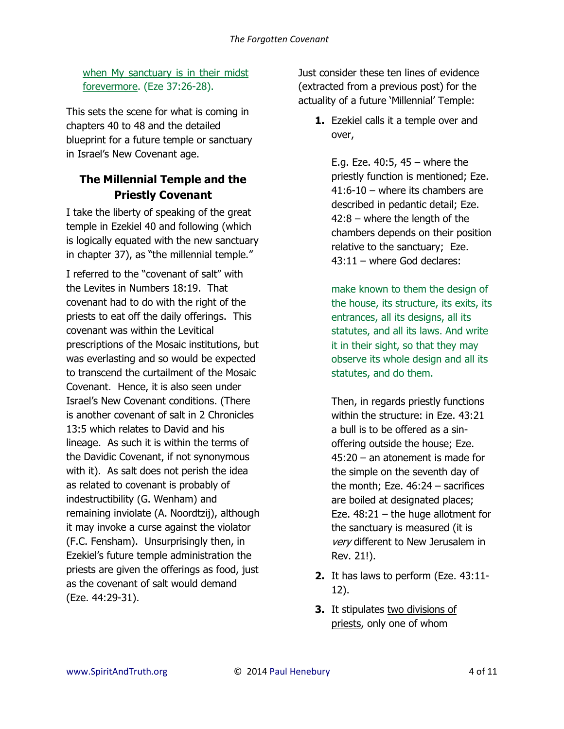when My sanctuary is in their midst forevermore. (Eze 37:26-28).

This sets the scene for what is coming in chapters 40 to 48 and the detailed blueprint for a future temple or sanctuary in Israel's New Covenant age.

## The Millennial Temple and the Priestly Covenant

I take the liberty of speaking of the great temple in Ezekiel 40 and following (which is logically equated with the new sanctuary in chapter 37), as "the millennial temple."

I referred to the "covenant of salt" with the Levites in Numbers 18:19. That covenant had to do with the right of the priests to eat off the daily offerings. This covenant was within the Levitical prescriptions of the Mosaic institutions, but was everlasting and so would be expected to transcend the curtailment of the Mosaic Covenant. Hence, it is also seen under Israel's New Covenant conditions. (There is another covenant of salt in 2 Chronicles 13:5 which relates to David and his lineage. As such it is within the terms of the Davidic Covenant, if not synonymous with it). As salt does not perish the idea as related to covenant is probably of indestructibility (G. Wenham) and remaining inviolate (A. Noordtzij), although it may invoke a curse against the violator (F.C. Fensham). Unsurprisingly then, in Ezekiel's future temple administration the priests are given the offerings as food, just as the covenant of salt would demand (Eze. 44:29-31).

Just consider these ten lines of evidence (extracted from a previous post) for the actuality of a future 'Millennial' Temple:

1. Ezekiel calls it a temple over and over,

   E.g. Eze. 40:5, 45 – where the priestly function is mentioned; Eze. 41:6-10 – where its chambers are described in pedantic detail; Eze. 42:8 – where the length of the chambers depends on their position relative to the sanctuary; Eze. 43:11 – where God declares:

   make known to them the design of the house, its structure, its exits, its entrances, all its designs, all its statutes, and all its laws. And write it in their sight, so that they may observe its whole design and all its statutes, and do them.

   Then, in regards priestly functions within the structure: in Eze. 43:21 a bull is to be offered as a sin-offering outside the house; Eze. 45:20 – an atonement is made for the simple on the seventh day of the month; Eze. 46:24 – sacrifices are boiled at designated places; Eze. 48:21 – the huge allotment for the sanctuary is measured (it is *very* different to New Jerusalem in Rev. 21!).

2. It has laws to perform (Eze. 43:11-12).

3. It stipulates two divisions of priests, only one of whom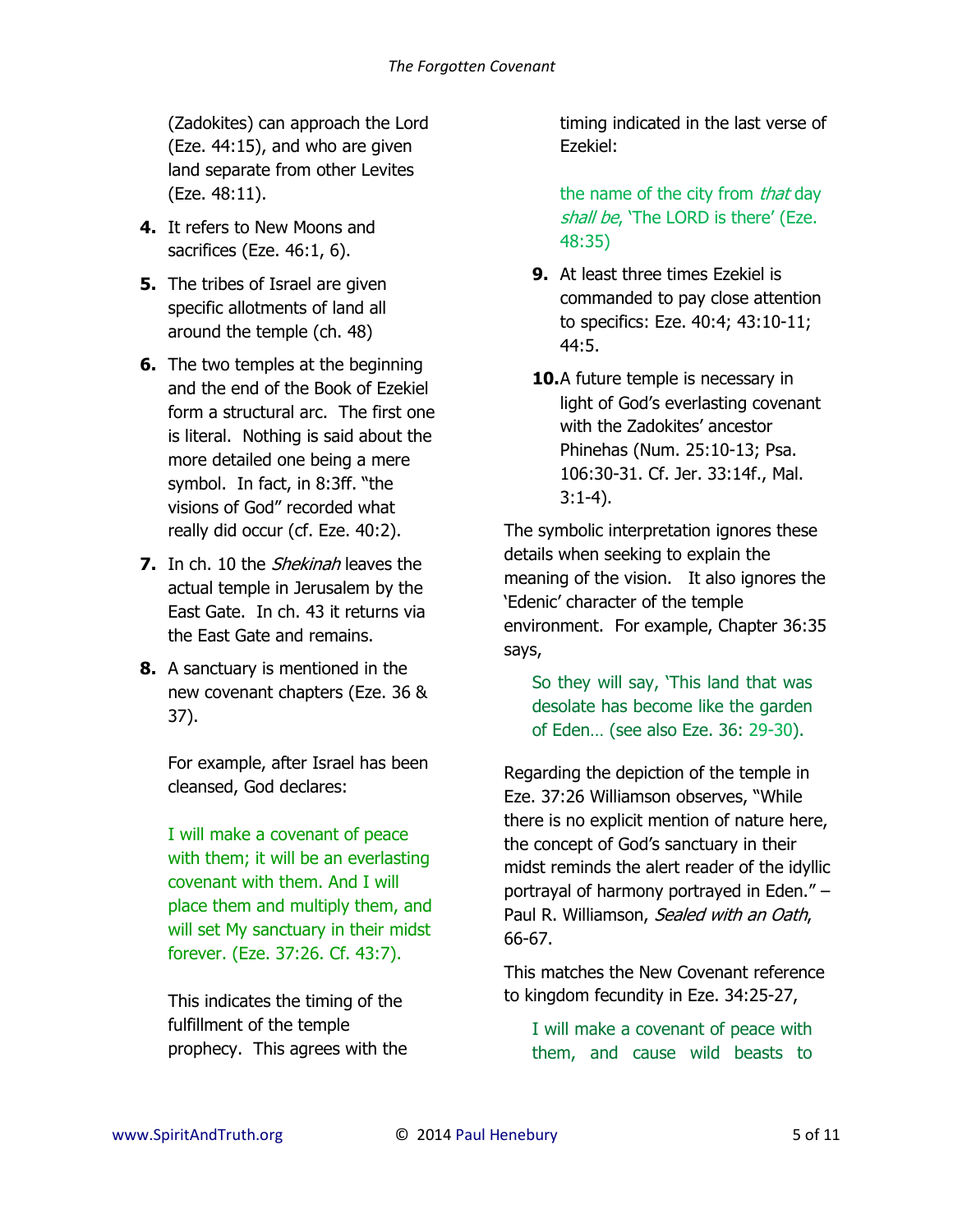(Zadokites) can approach the Lord (Eze. 44:15), and who are given land separate from other Levites (Eze. 48:11).

4. It refers to New Moons and sacrifices (Eze. 46:1, 6).

5. The tribes of Israel are given specific allotments of land all around the temple (ch. 48)

6. The two temples at the beginning and the end of the Book of Ezekiel form a structural arc. The first one is literal. Nothing is said about the more detailed one being a mere symbol. In fact, in 8:3ff. "the visions of God" recorded what really did occur (cf. Eze. 40:2).

7. In ch. 10 the *Shekinah* leaves the actual temple in Jerusalem by the East Gate. In ch. 43 it returns via the East Gate and remains.

8. A sanctuary is mentioned in the new covenant chapters (Eze. 36 & 37).

   For example, after Israel has been cleansed, God declares:

   > I will make a covenant of peace with them; it will be an everlasting covenant with them. And I will place them and multiply them, and will set My sanctuary in their midst forever. (Eze. 37:26. Cf. 43:7).

   This indicates the timing of the fulfillment of the temple prophecy. This agrees with the timing indicated in the last verse of Ezekiel:

   > the name of the city from *that* day *shall be*, 'The LORD is there' (Eze. 48:35)

9. At least three times Ezekiel is commanded to pay close attention to specifics: Eze. 40:4; 43:10-11; 44:5.

10. A future temple is necessary in light of God's everlasting covenant with the Zadokites' ancestor Phinehas (Num. 25:10-13; Psa. 106:30-31. Cf. Jer. 33:14f., Mal. 3:1-4).

The symbolic interpretation ignores these details when seeking to explain the meaning of the vision. It also ignores the 'Edenic' character of the temple environment. For example, Chapter 36:35 says,

> So they will say, 'This land that was desolate has become like the garden of Eden… (see also Eze. 36: 29-30).

Regarding the depiction of the temple in Eze. 37:26 Williamson observes, "While there is no explicit mention of nature here, the concept of God's sanctuary in their midst reminds the alert reader of the idyllic portrayal of harmony portrayed in Eden." – Paul R. Williamson, *Sealed with an Oath*, 66-67.

This matches the New Covenant reference to kingdom fecundity in Eze. 34:25-27,

> I will make a covenant of peace with them, and cause wild beasts to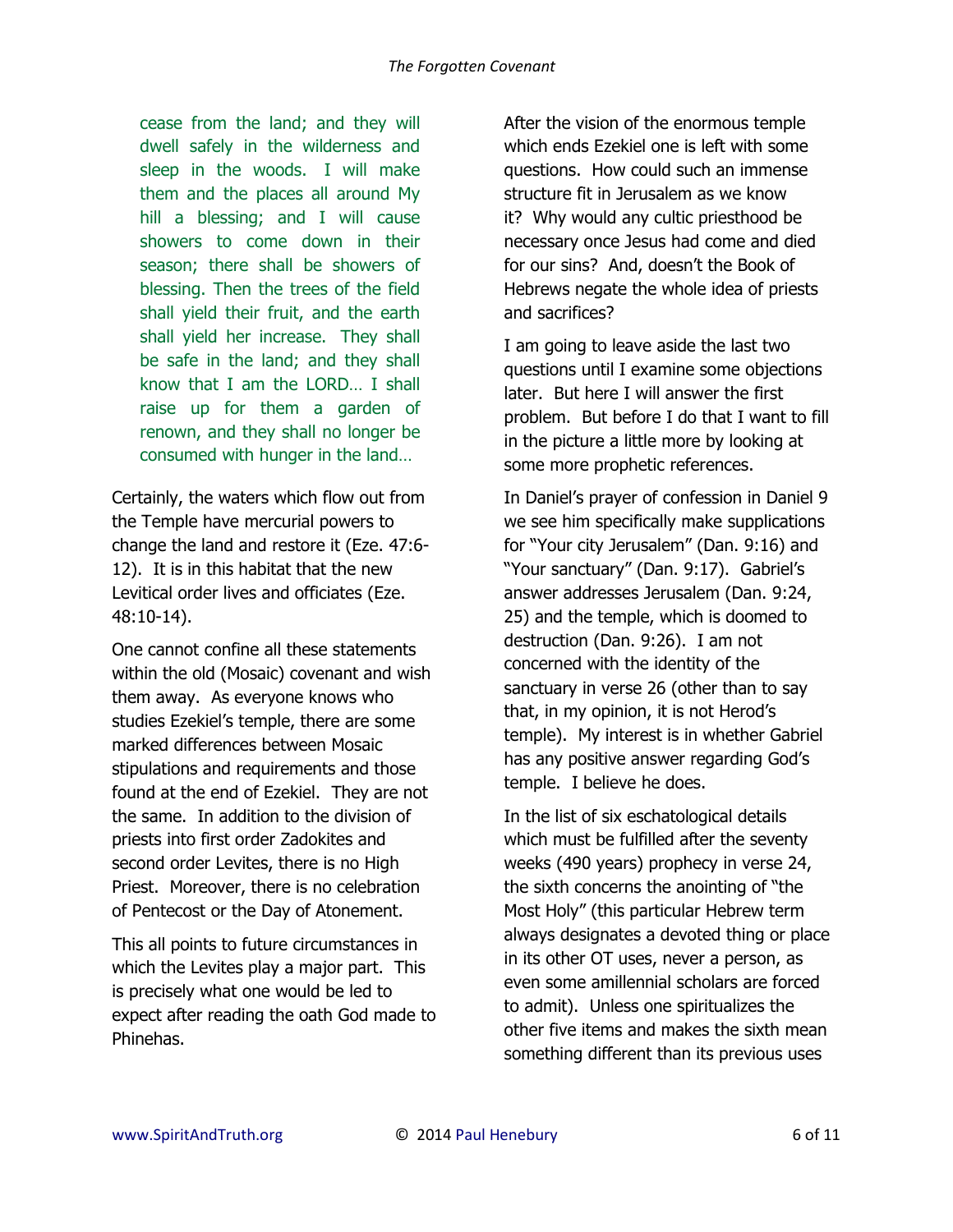> cease from the land; and they will dwell safely in the wilderness and sleep in the woods. I will make them and the places all around My hill a blessing; and I will cause showers to come down in their season; there shall be showers of blessing. Then the trees of the field shall yield their fruit, and the earth shall yield her increase. They shall be safe in the land; and they shall know that I am the LORD… I shall raise up for them a garden of renown, and they shall no longer be consumed with hunger in the land…

Certainly, the waters which flow out from the Temple have mercurial powers to change the land and restore it (Eze. 47:6-12). It is in this habitat that the new Levitical order lives and officiates (Eze. 48:10-14).

One cannot confine all these statements within the old (Mosaic) covenant and wish them away. As everyone knows who studies Ezekiel's temple, there are some marked differences between Mosaic stipulations and requirements and those found at the end of Ezekiel. They are not the same. In addition to the division of priests into first order Zadokites and second order Levites, there is no High Priest. Moreover, there is no celebration of Pentecost or the Day of Atonement.

This all points to future circumstances in which the Levites play a major part. This is precisely what one would be led to expect after reading the oath God made to Phinehas.

After the vision of the enormous temple which ends Ezekiel one is left with some questions. How could such an immense structure fit in Jerusalem as we know it? Why would any cultic priesthood be necessary once Jesus had come and died for our sins? And, doesn't the Book of Hebrews negate the whole idea of priests and sacrifices?

I am going to leave aside the last two questions until I examine some objections later. But here I will answer the first problem. But before I do that I want to fill in the picture a little more by looking at some more prophetic references.

In Daniel's prayer of confession in Daniel 9 we see him specifically make supplications for "Your city Jerusalem" (Dan. 9:16) and "Your sanctuary" (Dan. 9:17). Gabriel's answer addresses Jerusalem (Dan. 9:24, 25) and the temple, which is doomed to destruction (Dan. 9:26). I am not concerned with the identity of the sanctuary in verse 26 (other than to say that, in my opinion, it is not Herod's temple). My interest is in whether Gabriel has any positive answer regarding God's temple. I believe he does.

In the list of six eschatological details which must be fulfilled after the seventy weeks (490 years) prophecy in verse 24, the sixth concerns the anointing of "the Most Holy" (this particular Hebrew term always designates a devoted thing or place in its other OT uses, never a person, as even some amillennial scholars are forced to admit). Unless one spiritualizes the other five items and makes the sixth mean something different than its previous uses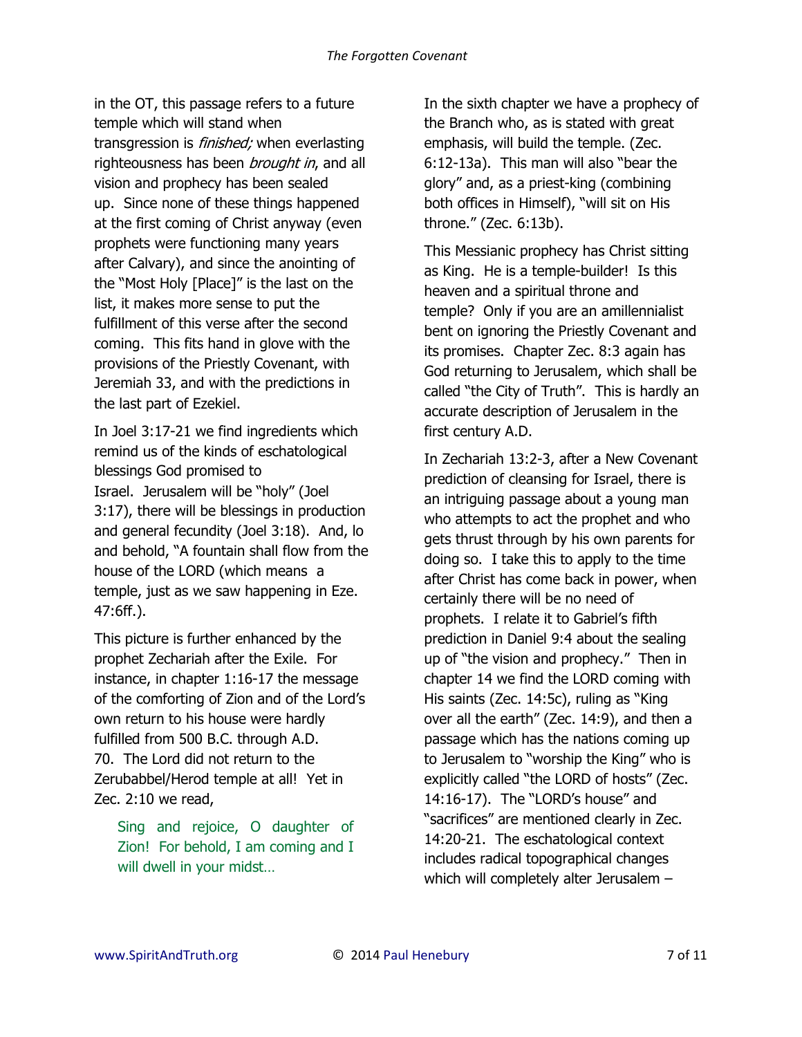in the OT, this passage refers to a future temple which will stand when transgression is *finished;* when everlasting righteousness has been *brought in*, and all vision and prophecy has been sealed up. Since none of these things happened at the first coming of Christ anyway (even prophets were functioning many years after Calvary), and since the anointing of the "Most Holy [Place]" is the last on the list, it makes more sense to put the fulfillment of this verse after the second coming. This fits hand in glove with the provisions of the Priestly Covenant, with Jeremiah 33, and with the predictions in the last part of Ezekiel.

In Joel 3:17-21 we find ingredients which remind us of the kinds of eschatological blessings God promised to Israel. Jerusalem will be "holy" (Joel 3:17), there will be blessings in production and general fecundity (Joel 3:18). And, lo and behold, "A fountain shall flow from the house of the LORD (which means a temple, just as we saw happening in Eze. 47:6ff.).

This picture is further enhanced by the prophet Zechariah after the Exile. For instance, in chapter 1:16-17 the message of the comforting of Zion and of the Lord's own return to his house were hardly fulfilled from 500 B.C. through A.D. 70. The Lord did not return to the Zerubabbel/Herod temple at all! Yet in Zec. 2:10 we read,

> Sing and rejoice, O daughter of Zion! For behold, I am coming and I will dwell in your midst…

In the sixth chapter we have a prophecy of the Branch who, as is stated with great emphasis, will build the temple. (Zec. 6:12-13a). This man will also "bear the glory" and, as a priest-king (combining both offices in Himself), "will sit on His throne." (Zec. 6:13b).

This Messianic prophecy has Christ sitting as King. He is a temple-builder! Is this heaven and a spiritual throne and temple? Only if you are an amillennialist bent on ignoring the Priestly Covenant and its promises. Chapter Zec. 8:3 again has God returning to Jerusalem, which shall be called "the City of Truth". This is hardly an accurate description of Jerusalem in the first century A.D.

In Zechariah 13:2-3, after a New Covenant prediction of cleansing for Israel, there is an intriguing passage about a young man who attempts to act the prophet and who gets thrust through by his own parents for doing so. I take this to apply to the time after Christ has come back in power, when certainly there will be no need of prophets. I relate it to Gabriel's fifth prediction in Daniel 9:4 about the sealing up of "the vision and prophecy." Then in chapter 14 we find the LORD coming with His saints (Zec. 14:5c), ruling as "King over all the earth" (Zec. 14:9), and then a passage which has the nations coming up to Jerusalem to "worship the King" who is explicitly called "the LORD of hosts" (Zec. 14:16-17). The "LORD's house" and "sacrifices" are mentioned clearly in Zec. 14:20-21. The eschatological context includes radical topographical changes which will completely alter Jerusalem –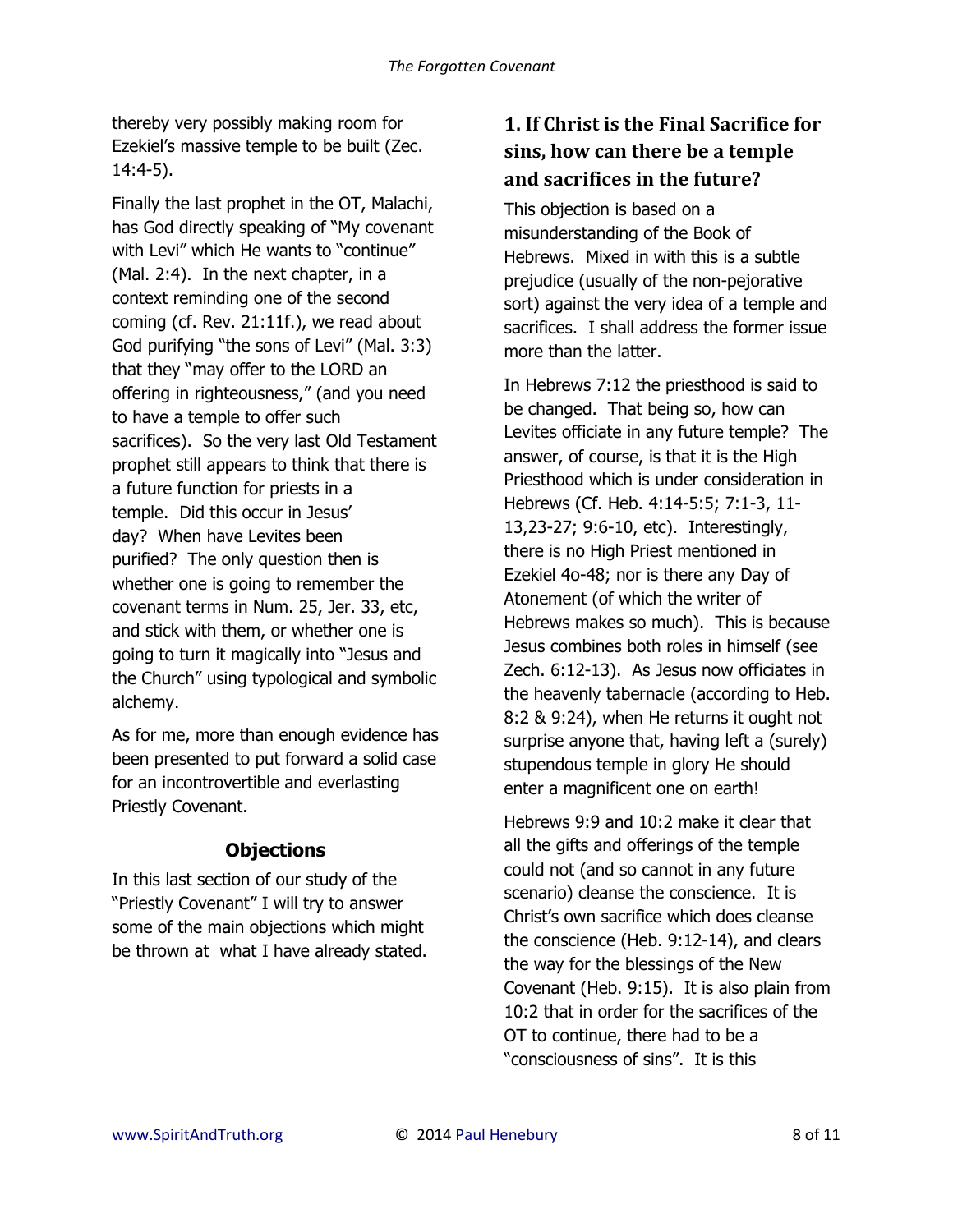thereby very possibly making room for Ezekiel's massive temple to be built (Zec. 14:4-5).

Finally the last prophet in the OT, Malachi, has God directly speaking of "My covenant with Levi" which He wants to "continue" (Mal. 2:4). In the next chapter, in a context reminding one of the second coming (cf. Rev. 21:11f.), we read about God purifying "the sons of Levi" (Mal. 3:3) that they "may offer to the LORD an offering in righteousness," (and you need to have a temple to offer such sacrifices). So the very last Old Testament prophet still appears to think that there is a future function for priests in a temple. Did this occur in Jesus' day? When have Levites been purified? The only question then is whether one is going to remember the covenant terms in Num. 25, Jer. 33, etc, and stick with them, or whether one is going to turn it magically into "Jesus and the Church" using typological and symbolic alchemy.

As for me, more than enough evidence has been presented to put forward a solid case for an incontrovertible and everlasting Priestly Covenant.

## Objections

In this last section of our study of the "Priestly Covenant" I will try to answer some of the main objections which might be thrown at what I have already stated.

### 1. If Christ is the Final Sacrifice for sins, how can there be a temple and sacrifices in the future?

This objection is based on a misunderstanding of the Book of Hebrews. Mixed in with this is a subtle prejudice (usually of the non-pejorative sort) against the very idea of a temple and sacrifices. I shall address the former issue more than the latter.

In Hebrews 7:12 the priesthood is said to be changed. That being so, how can Levites officiate in any future temple? The answer, of course, is that it is the High Priesthood which is under consideration in Hebrews (Cf. Heb. 4:14-5:5; 7:1-3, 11-13,23-27; 9:6-10, etc). Interestingly, there is no High Priest mentioned in Ezekiel 4o-48; nor is there any Day of Atonement (of which the writer of Hebrews makes so much). This is because Jesus combines both roles in himself (see Zech. 6:12-13). As Jesus now officiates in the heavenly tabernacle (according to Heb. 8:2 & 9:24), when He returns it ought not surprise anyone that, having left a (surely) stupendous temple in glory He should enter a magnificent one on earth!

Hebrews 9:9 and 10:2 make it clear that all the gifts and offerings of the temple could not (and so cannot in any future scenario) cleanse the conscience. It is Christ's own sacrifice which does cleanse the conscience (Heb. 9:12-14), and clears the way for the blessings of the New Covenant (Heb. 9:15). It is also plain from 10:2 that in order for the sacrifices of the OT to continue, there had to be a "consciousness of sins". It is this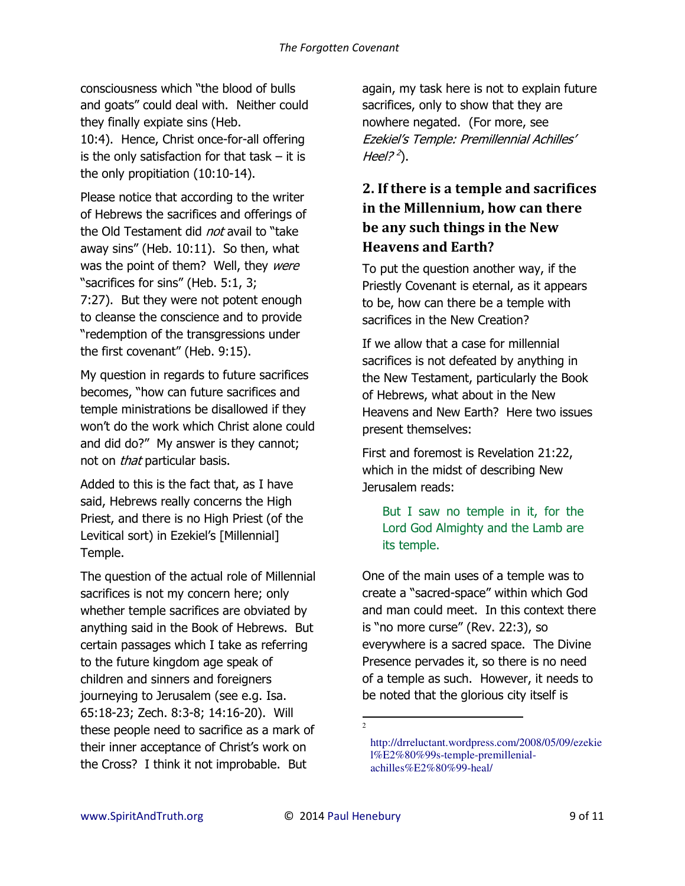consciousness which "the blood of bulls and goats" could deal with. Neither could they finally expiate sins (Heb. 10:4). Hence, Christ once-for-all offering is the only satisfaction for that task – it is the only propitiation (10:10-14).

Please notice that according to the writer of Hebrews the sacrifices and offerings of the Old Testament did *not* avail to "take away sins" (Heb. 10:11). So then, what was the point of them? Well, they *were* "sacrifices for sins" (Heb. 5:1, 3; 7:27). But they were not potent enough to cleanse the conscience and to provide "redemption of the transgressions under the first covenant" (Heb. 9:15).

My question in regards to future sacrifices becomes, "how can future sacrifices and temple ministrations be disallowed if they won't do the work which Christ alone could and did do?" My answer is they cannot; not on *that* particular basis.

Added to this is the fact that, as I have said, Hebrews really concerns the High Priest, and there is no High Priest (of the Levitical sort) in Ezekiel's [Millennial] Temple.

The question of the actual role of Millennial sacrifices is not my concern here; only whether temple sacrifices are obviated by anything said in the Book of Hebrews. But certain passages which I take as referring to the future kingdom age speak of children and sinners and foreigners journeying to Jerusalem (see e.g. Isa. 65:18-23; Zech. 8:3-8; 14:16-20). Will these people need to sacrifice as a mark of their inner acceptance of Christ's work on the Cross? I think it not improbable. But again, my task here is not to explain future sacrifices, only to show that they are nowhere negated. (For more, see *Ezekiel's Temple: Premillennial Achilles' Heel?* [2]).

## 2. If there is a temple and sacrifices in the Millennium, how can there be any such things in the New Heavens and Earth?

To put the question another way, if the Priestly Covenant is eternal, as it appears to be, how can there be a temple with sacrifices in the New Creation?

If we allow that a case for millennial sacrifices is not defeated by anything in the New Testament, particularly the Book of Hebrews, what about in the New Heavens and New Earth? Here two issues present themselves:

First and foremost is Revelation 21:22, which in the midst of describing New Jerusalem reads:

> But I saw no temple in it, for the Lord God Almighty and the Lamb are its temple.

One of the main uses of a temple was to create a "sacred-space" within which God and man could meet. In this context there is "no more curse" (Rev. 22:3), so everywhere is a sacred space. The Divine Presence pervades it, so there is no need of a temple as such. However, it needs to be noted that the glorious city itself is

---

[2] http://drreluctant.wordpress.com/2008/05/09/ezekiel%E2%80%99s-temple-premillenial-achilles%E2%80%99-heal/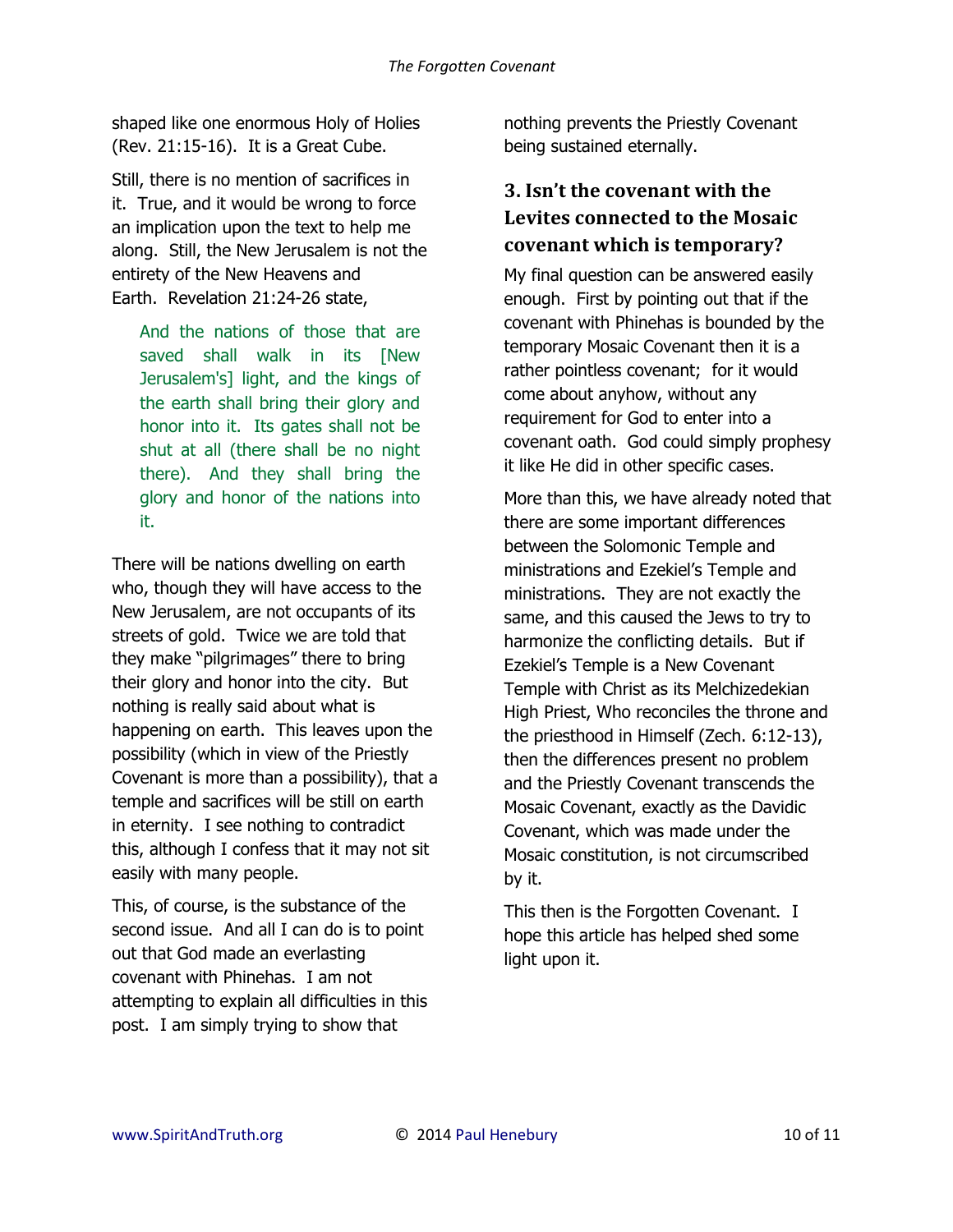shaped like one enormous Holy of Holies (Rev. 21:15-16). It is a Great Cube.

Still, there is no mention of sacrifices in it. True, and it would be wrong to force an implication upon the text to help me along. Still, the New Jerusalem is not the entirety of the New Heavens and Earth. Revelation 21:24-26 state,

> And the nations of those that are saved shall walk in its [New Jerusalem's] light, and the kings of the earth shall bring their glory and honor into it. Its gates shall not be shut at all (there shall be no night there). And they shall bring the glory and honor of the nations into it.

There will be nations dwelling on earth who, though they will have access to the New Jerusalem, are not occupants of its streets of gold. Twice we are told that they make "pilgrimages" there to bring their glory and honor into the city. But nothing is really said about what is happening on earth. This leaves upon the possibility (which in view of the Priestly Covenant is more than a possibility), that a temple and sacrifices will be still on earth in eternity. I see nothing to contradict this, although I confess that it may not sit easily with many people.

This, of course, is the substance of the second issue. And all I can do is to point out that God made an everlasting covenant with Phinehas. I am not attempting to explain all difficulties in this post. I am simply trying to show that nothing prevents the Priestly Covenant being sustained eternally.

### 3. Isn't the covenant with the Levites connected to the Mosaic covenant which is temporary?

My final question can be answered easily enough. First by pointing out that if the covenant with Phinehas is bounded by the temporary Mosaic Covenant then it is a rather pointless covenant; for it would come about anyhow, without any requirement for God to enter into a covenant oath. God could simply prophesy it like He did in other specific cases.

More than this, we have already noted that there are some important differences between the Solomonic Temple and ministrations and Ezekiel's Temple and ministrations. They are not exactly the same, and this caused the Jews to try to harmonize the conflicting details. But if Ezekiel's Temple is a New Covenant Temple with Christ as its Melchizedekian High Priest, Who reconciles the throne and the priesthood in Himself (Zech. 6:12-13), then the differences present no problem and the Priestly Covenant transcends the Mosaic Covenant, exactly as the Davidic Covenant, which was made under the Mosaic constitution, is not circumscribed by it.

This then is the Forgotten Covenant. I hope this article has helped shed some light upon it.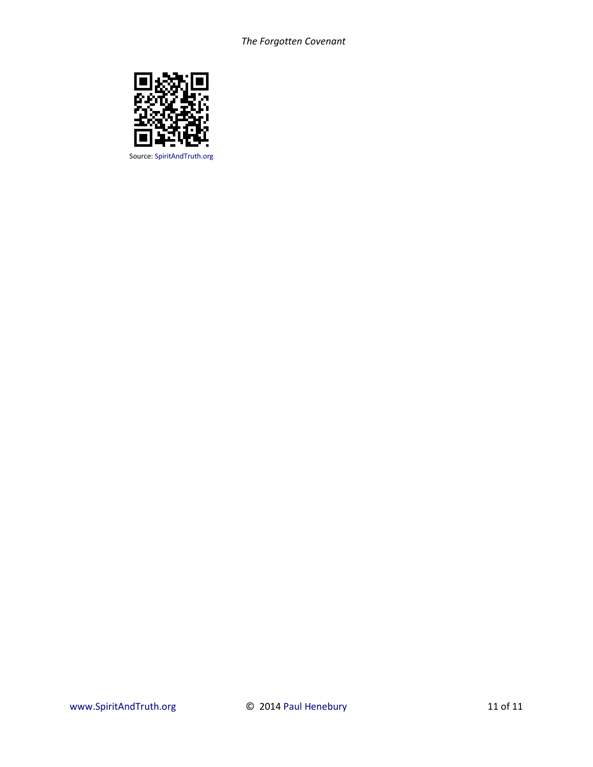Source: SpiritAndTruth.org